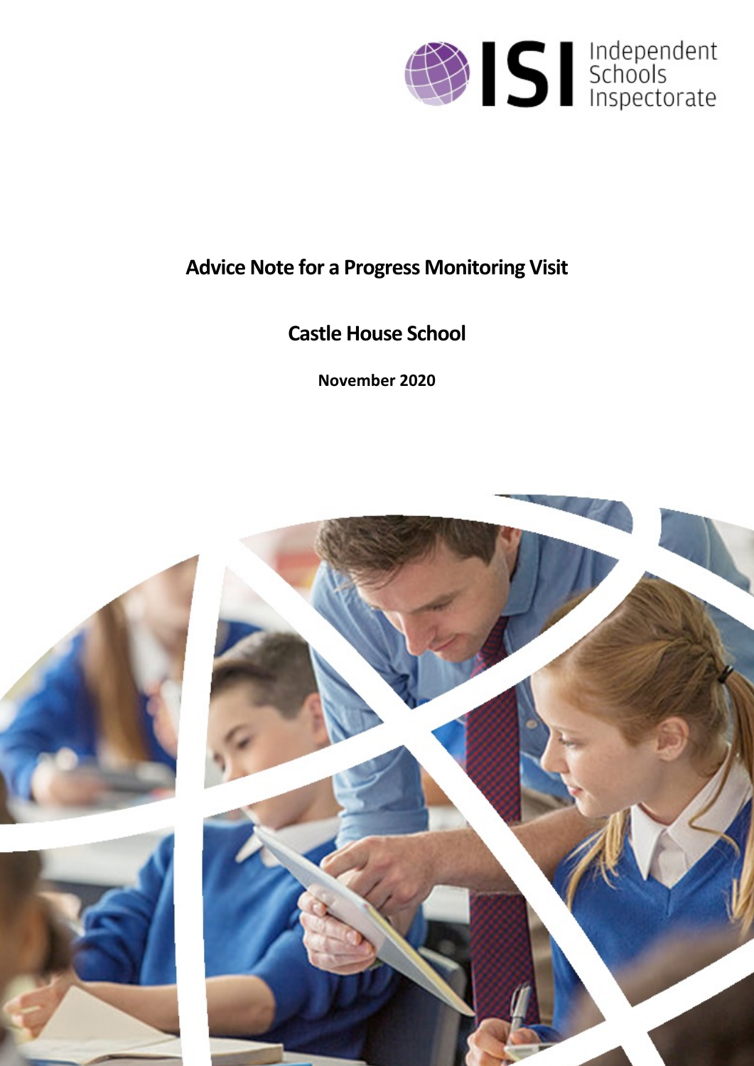# Advice Note for a Progress Monitoring Visit

## Castle House School

**November 2020**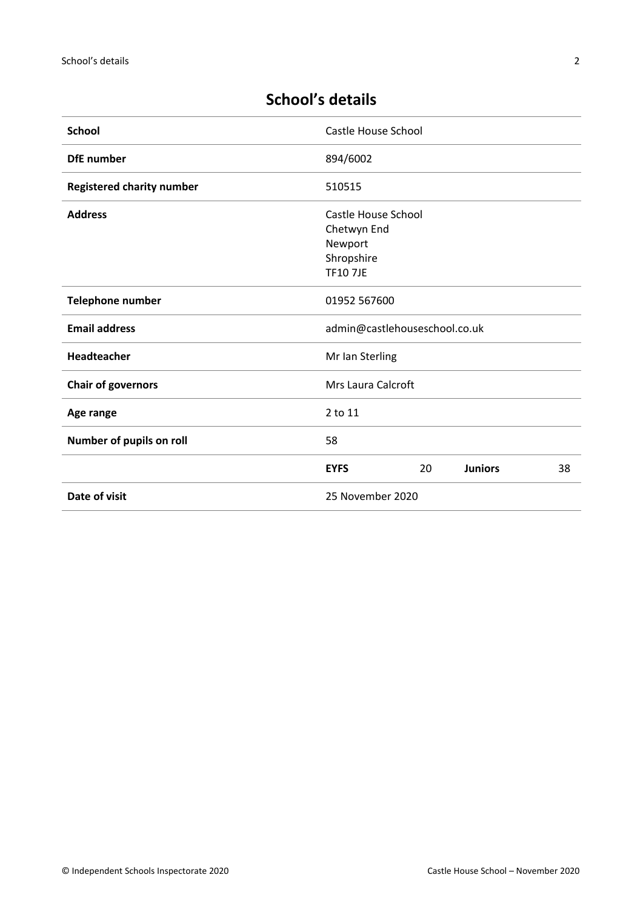## School's details

| | | | | |
|---|---|---|---|---|
| **School** | Castle House School | | | |
| **DfE number** | 894/6002 | | | |
| **Registered charity number** | 510515 | | | |
| **Address** | Castle House School<br>Chetwyn End<br>Newport<br>Shropshire<br>TF10 7JE | | | |
| **Telephone number** | 01952 567600 | | | |
| **Email address** | admin@castlehouseschool.co.uk | | | |
| **Headteacher** | Mr Ian Sterling | | | |
| **Chair of governors** | Mrs Laura Calcroft | | | |
| **Age range** | 2 to 11 | | | |
| **Number of pupils on roll** | 58 | | | |
| | **EYFS** | 20 | **Juniors** | 38 |
| **Date of visit** | 25 November 2020 | | | |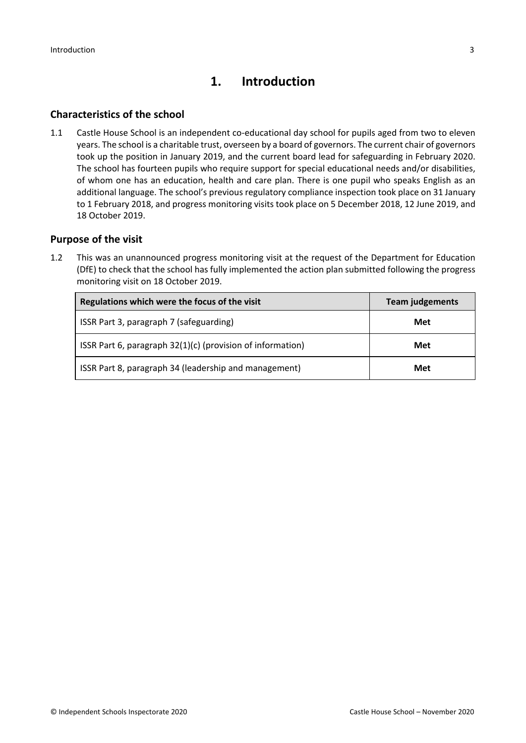# 1. Introduction

## Characteristics of the school

1.1 Castle House School is an independent co-educational day school for pupils aged from two to eleven years. The school is a charitable trust, overseen by a board of governors. The current chair of governors took up the position in January 2019, and the current board lead for safeguarding in February 2020. The school has fourteen pupils who require support for special educational needs and/or disabilities, of whom one has an education, health and care plan. There is one pupil who speaks English as an additional language. The school's previous regulatory compliance inspection took place on 31 January to 1 February 2018, and progress monitoring visits took place on 5 December 2018, 12 June 2019, and 18 October 2019.

## Purpose of the visit

1.2 This was an unannounced progress monitoring visit at the request of the Department for Education (DfE) to check that the school has fully implemented the action plan submitted following the progress monitoring visit on 18 October 2019.

| Regulations which were the focus of the visit | Team judgements |
|---|---|
| ISSR Part 3, paragraph 7 (safeguarding) | **Met** |
| ISSR Part 6, paragraph 32(1)(c) (provision of information) | **Met** |
| ISSR Part 8, paragraph 34 (leadership and management) | **Met** |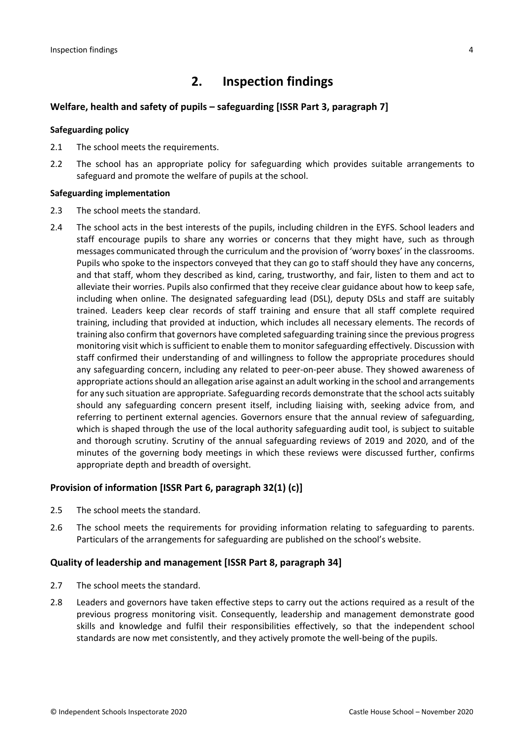## 2. Inspection findings

### Welfare, health and safety of pupils – safeguarding [ISSR Part 3, paragraph 7]

#### Safeguarding policy

2.1 The school meets the requirements.

2.2 The school has an appropriate policy for safeguarding which provides suitable arrangements to safeguard and promote the welfare of pupils at the school.

#### Safeguarding implementation

2.3 The school meets the standard.

2.4 The school acts in the best interests of the pupils, including children in the EYFS. School leaders and staff encourage pupils to share any worries or concerns that they might have, such as through messages communicated through the curriculum and the provision of 'worry boxes' in the classrooms. Pupils who spoke to the inspectors conveyed that they can go to staff should they have any concerns, and that staff, whom they described as kind, caring, trustworthy, and fair, listen to them and act to alleviate their worries. Pupils also confirmed that they receive clear guidance about how to keep safe, including when online. The designated safeguarding lead (DSL), deputy DSLs and staff are suitably trained. Leaders keep clear records of staff training and ensure that all staff complete required training, including that provided at induction, which includes all necessary elements. The records of training also confirm that governors have completed safeguarding training since the previous progress monitoring visit which is sufficient to enable them to monitor safeguarding effectively. Discussion with staff confirmed their understanding of and willingness to follow the appropriate procedures should any safeguarding concern, including any related to peer-on-peer abuse. They showed awareness of appropriate actions should an allegation arise against an adult working in the school and arrangements for any such situation are appropriate. Safeguarding records demonstrate that the school acts suitably should any safeguarding concern present itself, including liaising with, seeking advice from, and referring to pertinent external agencies. Governors ensure that the annual review of safeguarding, which is shaped through the use of the local authority safeguarding audit tool, is subject to suitable and thorough scrutiny. Scrutiny of the annual safeguarding reviews of 2019 and 2020, and of the minutes of the governing body meetings in which these reviews were discussed further, confirms appropriate depth and breadth of oversight.

### Provision of information [ISSR Part 6, paragraph 32(1) (c)]

2.5 The school meets the standard.

2.6 The school meets the requirements for providing information relating to safeguarding to parents. Particulars of the arrangements for safeguarding are published on the school's website.

### Quality of leadership and management [ISSR Part 8, paragraph 34]

2.7 The school meets the standard.

2.8 Leaders and governors have taken effective steps to carry out the actions required as a result of the previous progress monitoring visit. Consequently, leadership and management demonstrate good skills and knowledge and fulfil their responsibilities effectively, so that the independent school standards are now met consistently, and they actively promote the well-being of the pupils.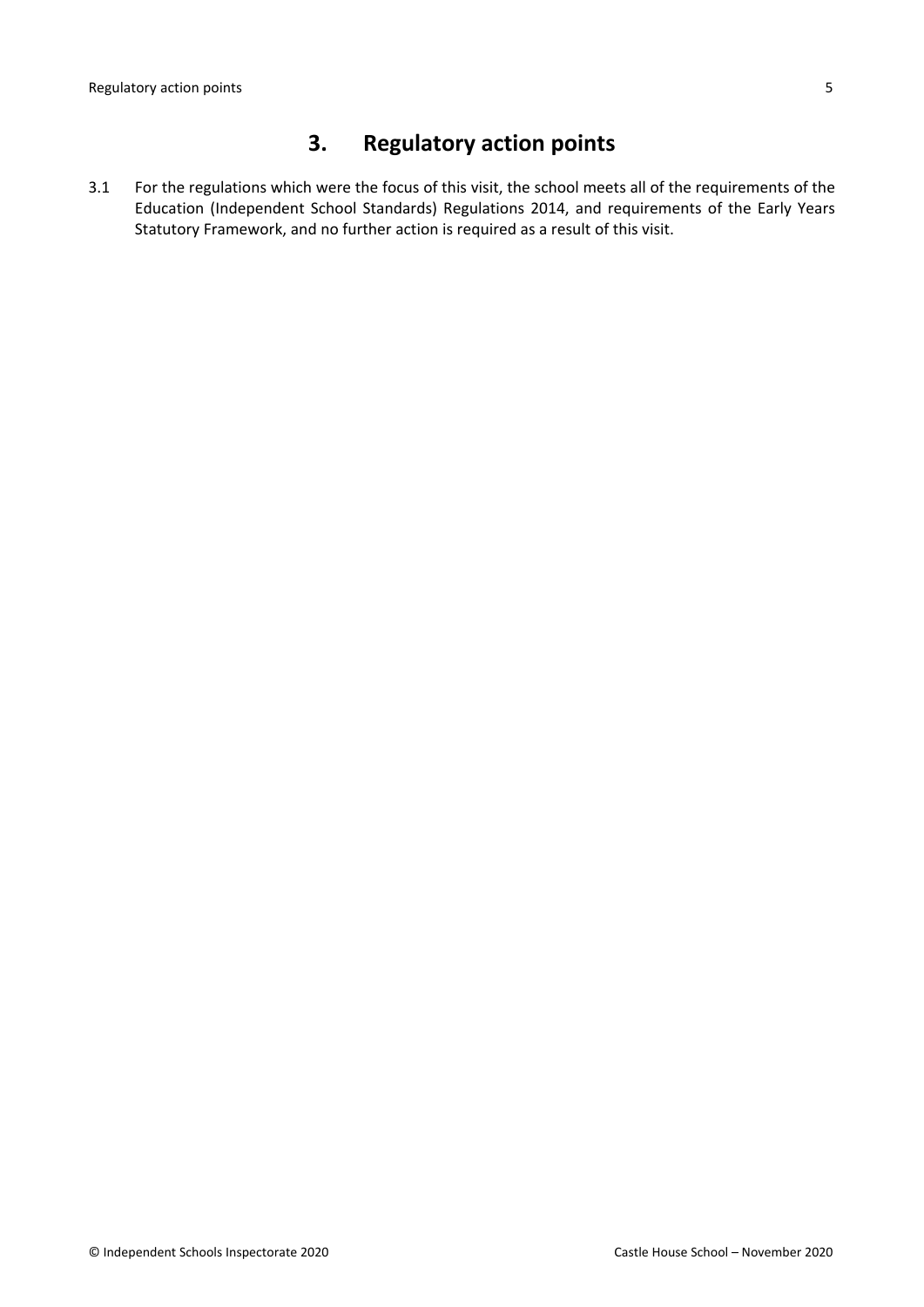## 3. Regulatory action points

3.1 For the regulations which were the focus of this visit, the school meets all of the requirements of the Education (Independent School Standards) Regulations 2014, and requirements of the Early Years Statutory Framework, and no further action is required as a result of this visit.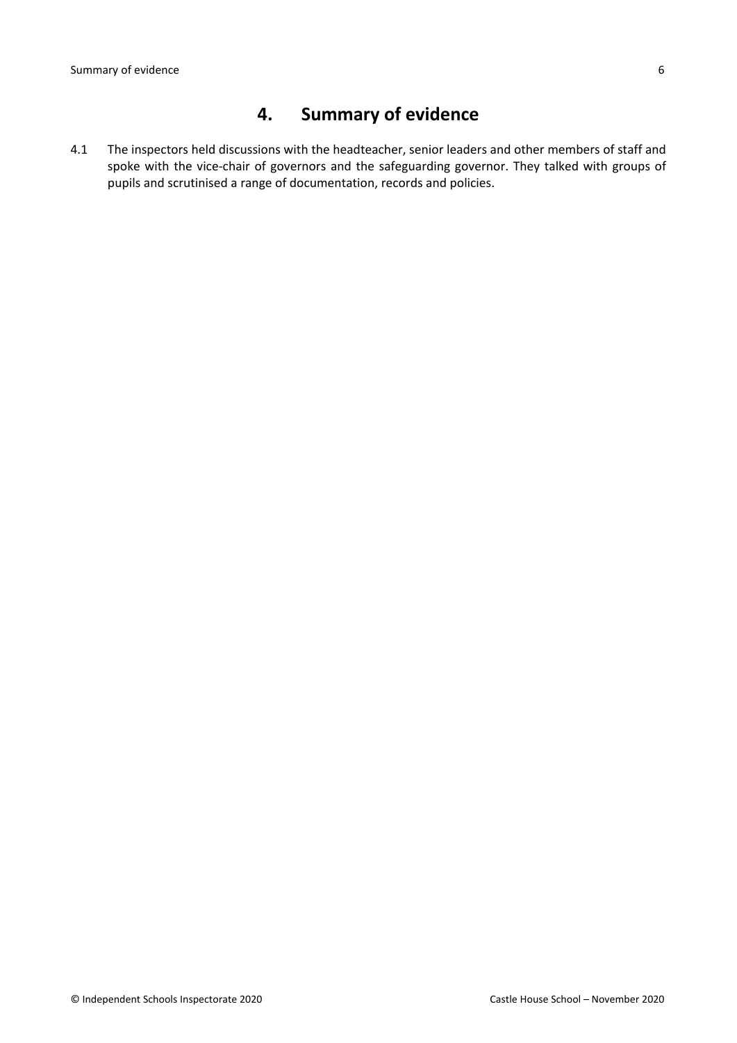## 4. Summary of evidence

4.1 The inspectors held discussions with the headteacher, senior leaders and other members of staff and spoke with the vice-chair of governors and the safeguarding governor. They talked with groups of pupils and scrutinised a range of documentation, records and policies.